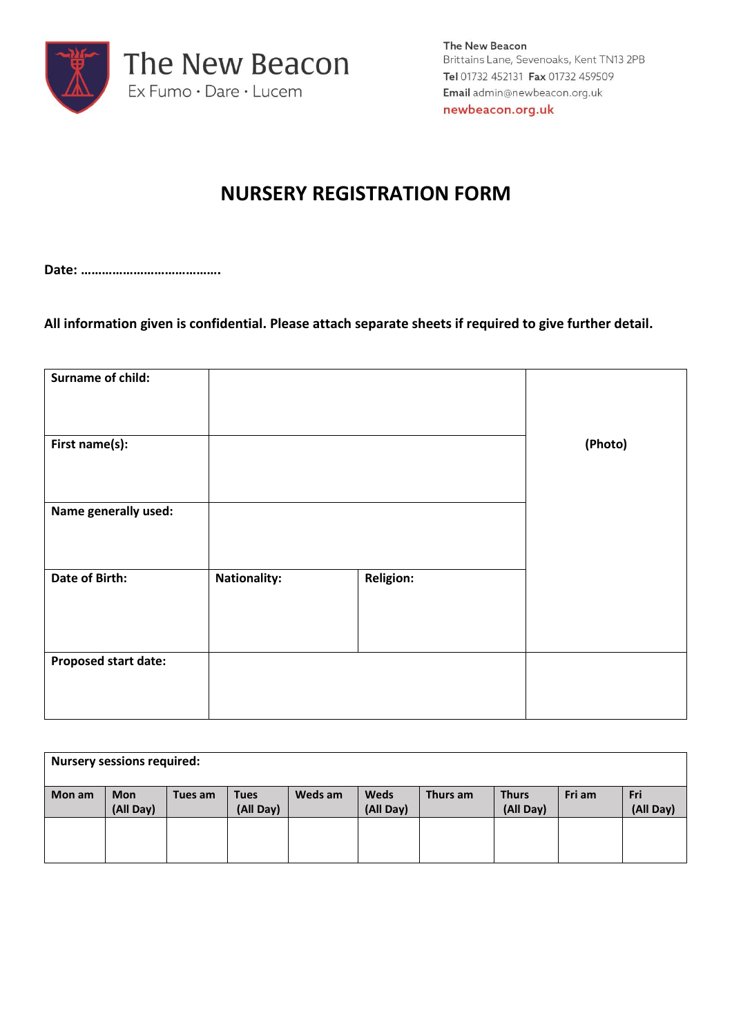The New Beacon
Ex Fumo · Dare · Lucem

**The New Beacon**
Brittains Lane, Sevenoaks, Kent TN13 2PB
**Tel** 01732 452131 **Fax** 01732 459509
**Email** admin@newbeacon.org.uk
newbeacon.org.uk

# NURSERY REGISTRATION FORM

**Date: ………………………………….**

**All information given is confidential. Please attach separate sheets if required to give further detail.**

| **Surname of child:** | | | **(Photo)** |
|---|---|---|---|
| **First name(s):** | | | |
| **Name generally used:** | | | |
| **Date of Birth:** | **Nationality:** | **Religion:** | |
| **Proposed start date:** | | | |

| **Nursery sessions required:** | | | | | | | | | |
|---|---|---|---|---|---|---|---|---|---|
| **Mon am** | **Mon (All Day)** | **Tues am** | **Tues (All Day)** | **Weds am** | **Weds (All Day)** | **Thurs am** | **Thurs (All Day)** | **Fri am** | **Fri (All Day)** |
| | | | | | | | | | |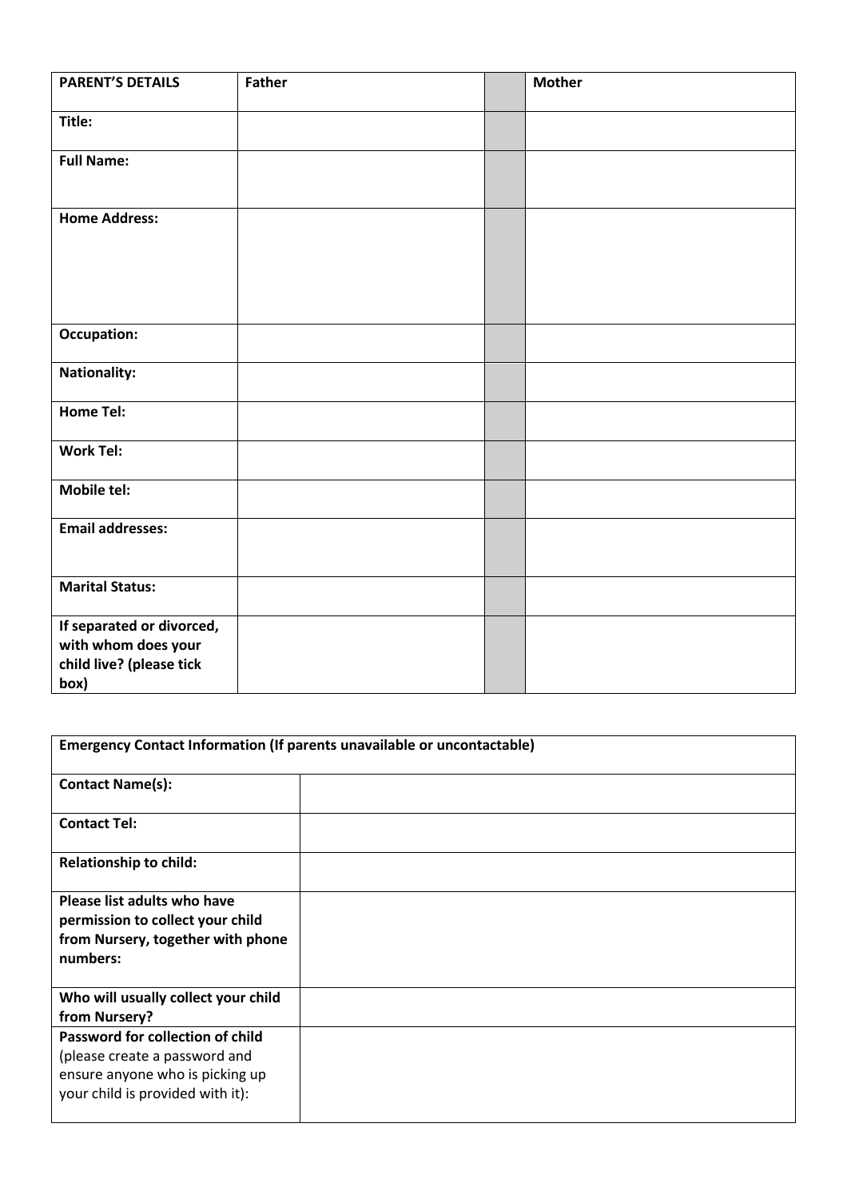| **PARENT'S DETAILS** | **Father** | | **Mother** |
|---|---|---|---|
| **Title:** | | | |
| **Full Name:** | | | |
| **Home Address:** | | | |
| **Occupation:** | | | |
| **Nationality:** | | | |
| **Home Tel:** | | | |
| **Work Tel:** | | | |
| **Mobile tel:** | | | |
| **Email addresses:** | | | |
| **Marital Status:** | | | |
| **If separated or divorced, with whom does your child live? (please tick box)** | | | |

| **Emergency Contact Information (If parents unavailable or uncontactable)** | |
|---|---|
| **Contact Name(s):** | |
| **Contact Tel:** | |
| **Relationship to child:** | |
| **Please list adults who have permission to collect your child from Nursery, together with phone numbers:** | |
| **Who will usually collect your child from Nursery?** | |
| **Password for collection of child** (please create a password and ensure anyone who is picking up your child is provided with it): | |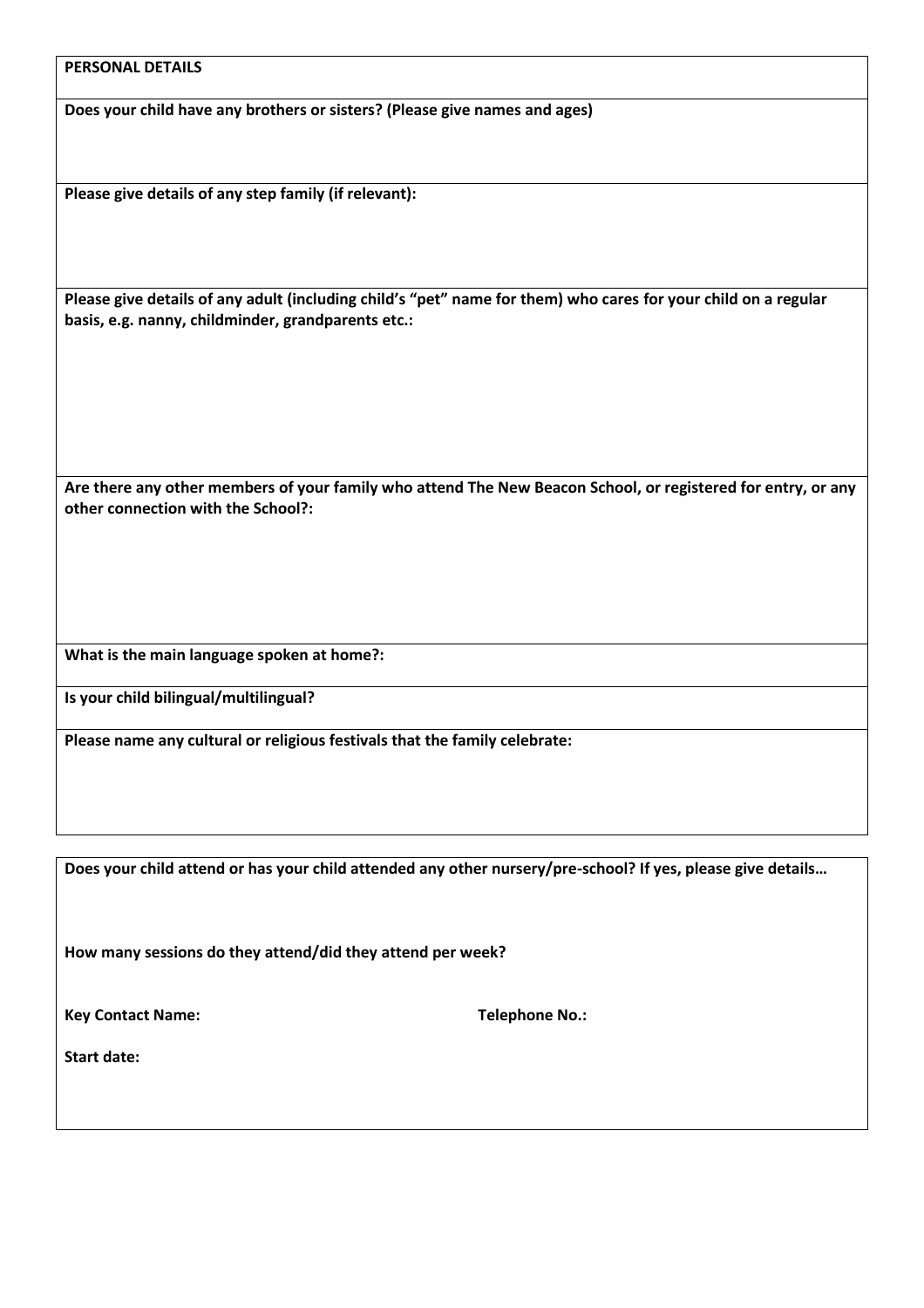**PERSONAL DETAILS**

**Does your child have any brothers or sisters? (Please give names and ages)**

**Please give details of any step family (if relevant):**

**Please give details of any adult (including child's "pet" name for them) who cares for your child on a regular basis, e.g. nanny, childminder, grandparents etc.:**

**Are there any other members of your family who attend The New Beacon School, or registered for entry, or any other connection with the School?:**

**What is the main language spoken at home?:**

**Is your child bilingual/multilingual?**

**Please name any cultural or religious festivals that the family celebrate:**

**Does your child attend or has your child attended any other nursery/pre-school? If yes, please give details…**

**How many sessions do they attend/did they attend per week?**

**Key Contact Name:** **Telephone No.:**

**Start date:**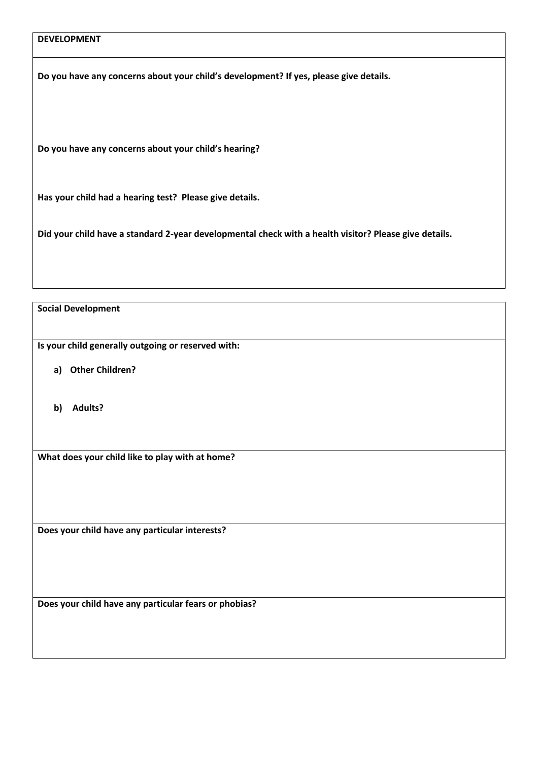## DEVELOPMENT

**Do you have any concerns about your child's development? If yes, please give details.**

**Do you have any concerns about your child's hearing?**

**Has your child had a hearing test? Please give details.**

**Did your child have a standard 2-year developmental check with a health visitor? Please give details.**

## Social Development

**Is your child generally outgoing or reserved with:**

a) **Other Children?**

b) **Adults?**

**What does your child like to play with at home?**

**Does your child have any particular interests?**

**Does your child have any particular fears or phobias?**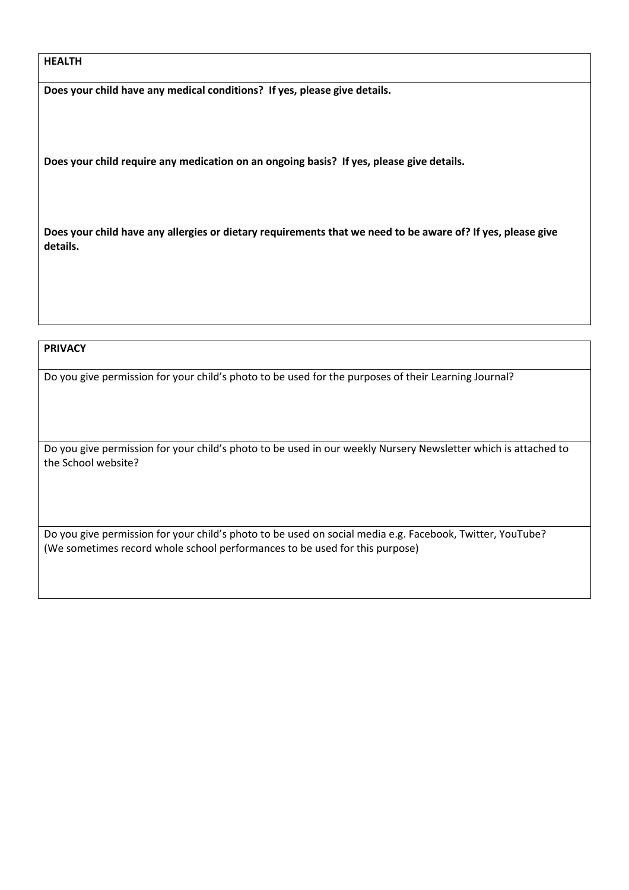**HEALTH**

**Does your child have any medical conditions? If yes, please give details.**

**Does your child require any medication on an ongoing basis? If yes, please give details.**

**Does your child have any allergies or dietary requirements that we need to be aware of? If yes, please give details.**

**PRIVACY**

Do you give permission for your child's photo to be used for the purposes of their Learning Journal?

Do you give permission for your child's photo to be used in our weekly Nursery Newsletter which is attached to the School website?

Do you give permission for your child's photo to be used on social media e.g. Facebook, Twitter, YouTube? (We sometimes record whole school performances to be used for this purpose)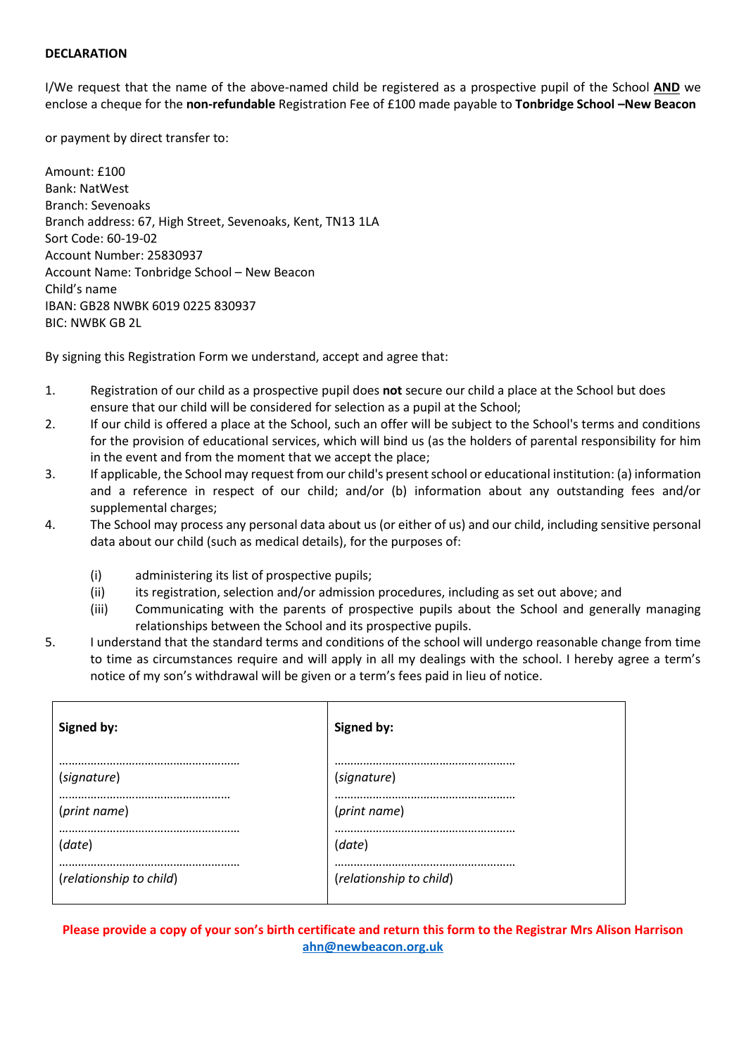**DECLARATION**

I/We request that the name of the above-named child be registered as a prospective pupil of the School **AND** we enclose a cheque for the **non-refundable** Registration Fee of £100 made payable to **Tonbridge School –New Beacon**

or payment by direct transfer to:

Amount: £100
Bank: NatWest
Branch: Sevenoaks
Branch address: 67, High Street, Sevenoaks, Kent, TN13 1LA
Sort Code: 60-19-02
Account Number: 25830937
Account Name: Tonbridge School – New Beacon
Child's name
IBAN: GB28 NWBK 6019 0225 830937
BIC: NWBK GB 2L

By signing this Registration Form we understand, accept and agree that:

1. Registration of our child as a prospective pupil does **not** secure our child a place at the School but does ensure that our child will be considered for selection as a pupil at the School;
2. If our child is offered a place at the School, such an offer will be subject to the School's terms and conditions for the provision of educational services, which will bind us (as the holders of parental responsibility for him in the event and from the moment that we accept the place;
3. If applicable, the School may request from our child's present school or educational institution: (a) information and a reference in respect of our child; and/or (b) information about any outstanding fees and/or supplemental charges;
4. The School may process any personal data about us (or either of us) and our child, including sensitive personal data about our child (such as medical details), for the purposes of:
   (i) administering its list of prospective pupils;
   (ii) its registration, selection and/or admission procedures, including as set out above; and
   (iii) Communicating with the parents of prospective pupils about the School and generally managing relationships between the School and its prospective pupils.
5. I understand that the standard terms and conditions of the school will undergo reasonable change from time to time as circumstances require and will apply in all my dealings with the school. I hereby agree a term's notice of my son's withdrawal will be given or a term's fees paid in lieu of notice.

| | |
|---|---|
| **Signed by:** | **Signed by:** |
| …………………………………………………<br>(*signature*) | …………………………………………………<br>(*signature*) |
| ………………………………………………<br>(*print name*) | …………………………………………………<br>(*print name*) |
| …………………………………………………<br>(*date*) | …………………………………………………<br>(*date*) |
| …………………………………………………<br>(*relationship to child*) | …………………………………………………<br>(*relationship to child*) |

**Please provide a copy of your son's birth certificate and return this form to the Registrar Mrs Alison Harrison**
**ahn@newbeacon.org.uk**